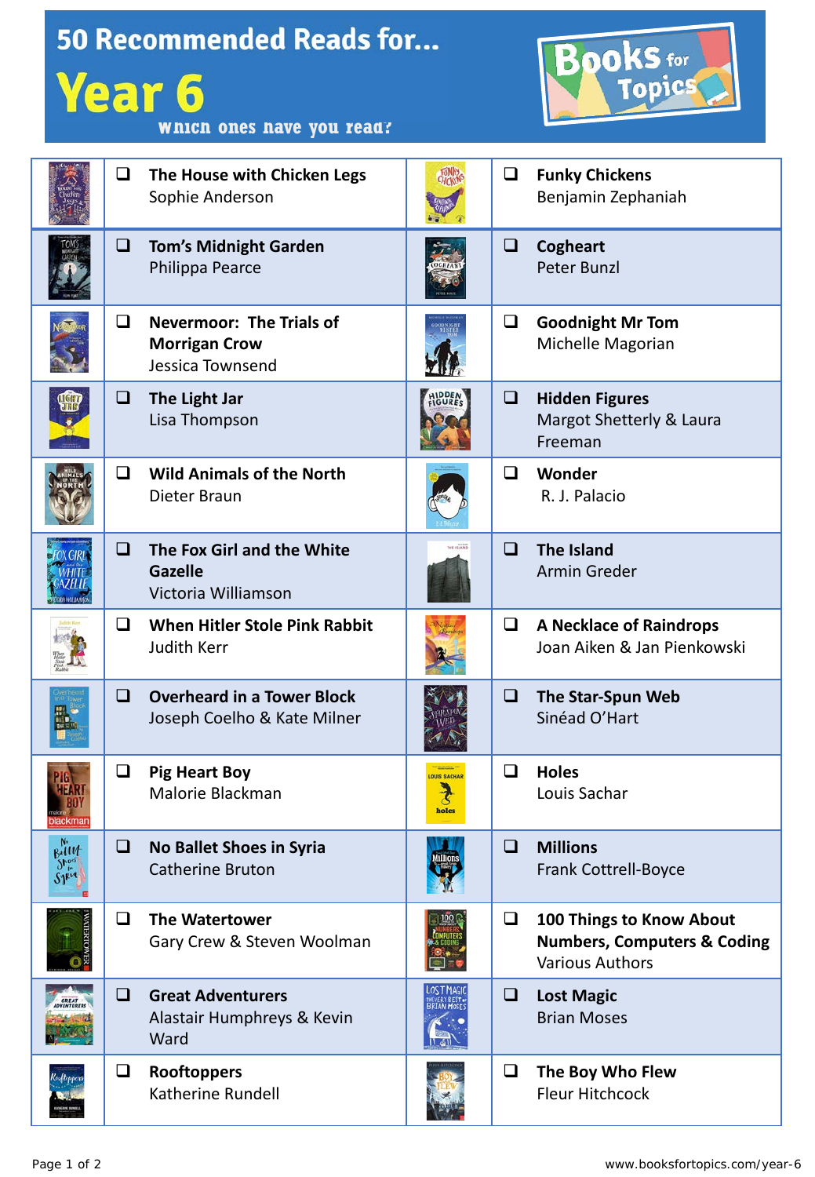# 50 Recommended Reads for...

# Year 6

Which ones have you read?

Books for Topics

- ❑ **The House with Chicken Legs**
  Sophie Anderson
- ❑ **Funky Chickens**
  Benjamin Zephaniah
- ❑ **Tom's Midnight Garden**
  Philippa Pearce
- ❑ **Cogheart**
  Peter Bunzl
- ❑ **Nevermoor: The Trials of Morrigan Crow**
  Jessica Townsend
- ❑ **Goodnight Mr Tom**
  Michelle Magorian
- ❑ **The Light Jar**
  Lisa Thompson
- ❑ **Hidden Figures**
  Margot Shetterly & Laura Freeman
- ❑ **Wild Animals of the North**
  Dieter Braun
- ❑ **Wonder**
  R. J. Palacio
- ❑ **The Fox Girl and the White Gazelle**
  Victoria Williamson
- ❑ **The Island**
  Armin Greder
- ❑ **When Hitler Stole Pink Rabbit**
  Judith Kerr
- ❑ **A Necklace of Raindrops**
  Joan Aiken & Jan Pienkowski
- ❑ **Overheard in a Tower Block**
  Joseph Coelho & Kate Milner
- ❑ **The Star-Spun Web**
  Sinéad O'Hart
- ❑ **Pig Heart Boy**
  Malorie Blackman
- ❑ **Holes**
  Louis Sachar
- ❑ **No Ballet Shoes in Syria**
  Catherine Bruton
- ❑ **Millions**
  Frank Cottrell-Boyce
- ❑ **The Watertower**
  Gary Crew & Steven Woolman
- ❑ **100 Things to Know About Numbers, Computers & Coding**
  Various Authors
- ❑ **Great Adventurers**
  Alastair Humphreys & Kevin Ward
- ❑ **Lost Magic**
  Brian Moses
- ❑ **Rooftoppers**
  Katherine Rundell
- ❑ **The Boy Who Flew**
  Fleur Hitchcock

www.booksfortopics.com/year-6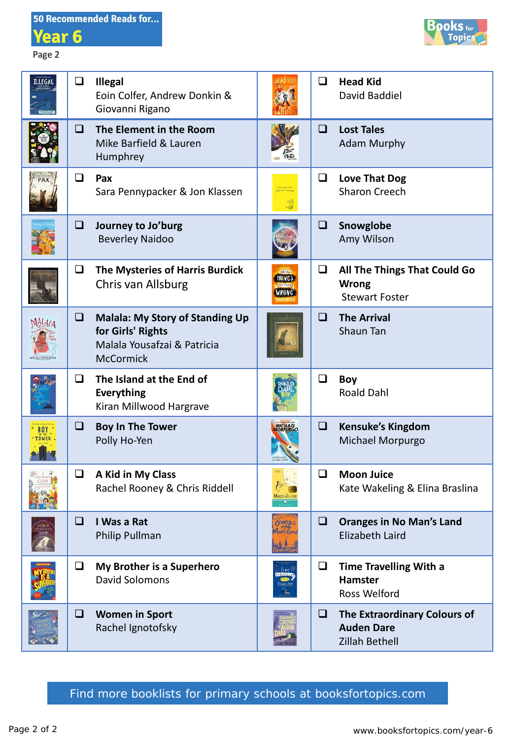**50 Recommended Reads for...**

# Year 6

| | | | |
|---|---|---|---|
| | ❑ **Illegal** Eoin Colfer, Andrew Donkin & Giovanni Rigano | | ❑ **Head Kid** David Baddiel |
| | ❑ **The Element in the Room** Mike Barfield & Lauren Humphrey | | ❑ **Lost Tales** Adam Murphy |
| | ❑ **Pax** Sara Pennypacker & Jon Klassen | | ❑ **Love That Dog** Sharon Creech |
| | ❑ **Journey to Jo'burg** Beverley Naidoo | | ❑ **Snowglobe** Amy Wilson |
| | ❑ **The Mysteries of Harris Burdick** Chris van Allsburg | | ❑ **All The Things That Could Go Wrong** Stewart Foster |
| | ❑ **Malala: My Story of Standing Up for Girls' Rights** Malala Yousafzai & Patricia McCormick | | ❑ **The Arrival** Shaun Tan |
| | ❑ **The Island at the End of Everything** Kiran Millwood Hargrave | | ❑ **Boy** Roald Dahl |
| | ❑ **Boy In The Tower** Polly Ho-Yen | | ❑ **Kensuke's Kingdom** Michael Morpurgo |
| | ❑ **A Kid in My Class** Rachel Rooney & Chris Riddell | | ❑ **Moon Juice** Kate Wakeling & Elina Braslina |
| | ❑ **I Was a Rat** Philip Pullman | | ❑ **Oranges in No Man's Land** Elizabeth Laird |
| | ❑ **My Brother is a Superhero** David Solomons | | ❑ **Time Travelling With a Hamster** Ross Welford |
| | ❑ **Women in Sport** Rachel Ignotofsky | | ❑ **The Extraordinary Colours of Auden Dare** Zillah Bethell |

Find more booklists for primary schools at booksfortopics.com

www.booksfortopics.com/year-6